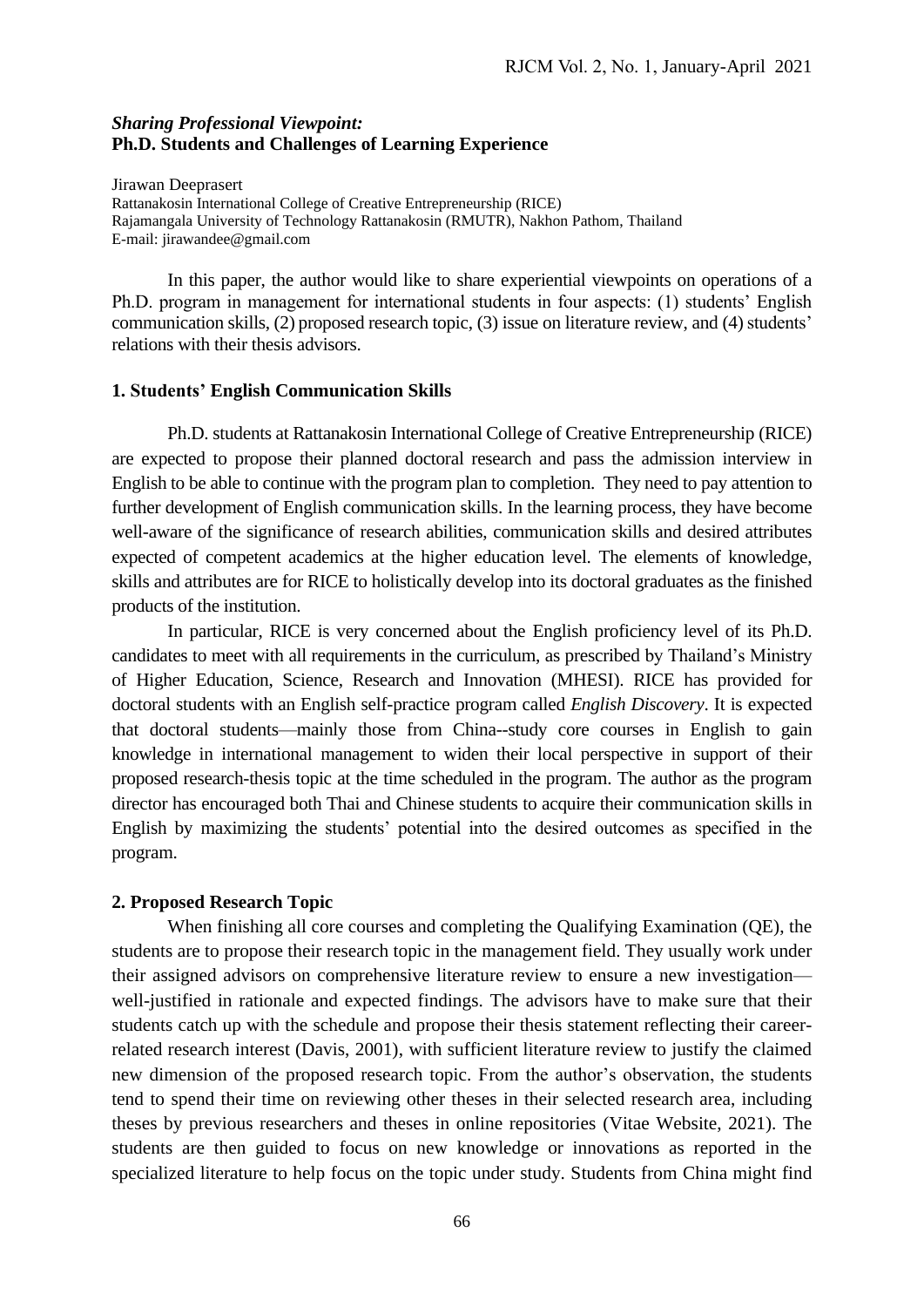*Sharing Professional Viewpoint:*
**Ph.D. Students and Challenges of Learning Experience**

Jirawan Deeprasert
Rattanakosin International College of Creative Entrepreneurship (RICE)
Rajamangala University of Technology Rattanakosin (RMUTR), Nakhon Pathom, Thailand
E-mail: jirawandee@gmail.com

In this paper, the author would like to share experiential viewpoints on operations of a Ph.D. program in management for international students in four aspects: (1) students' English communication skills, (2) proposed research topic, (3) issue on literature review, and (4) students' relations with their thesis advisors.

### 1. Students' English Communication Skills

Ph.D. students at Rattanakosin International College of Creative Entrepreneurship (RICE) are expected to propose their planned doctoral research and pass the admission interview in English to be able to continue with the program plan to completion. They need to pay attention to further development of English communication skills. In the learning process, they have become well-aware of the significance of research abilities, communication skills and desired attributes expected of competent academics at the higher education level. The elements of knowledge, skills and attributes are for RICE to holistically develop into its doctoral graduates as the finished products of the institution.

In particular, RICE is very concerned about the English proficiency level of its Ph.D. candidates to meet with all requirements in the curriculum, as prescribed by Thailand's Ministry of Higher Education, Science, Research and Innovation (MHESI). RICE has provided for doctoral students with an English self-practice program called *English Discovery*. It is expected that doctoral students—mainly those from China--study core courses in English to gain knowledge in international management to widen their local perspective in support of their proposed research-thesis topic at the time scheduled in the program. The author as the program director has encouraged both Thai and Chinese students to acquire their communication skills in English by maximizing the students' potential into the desired outcomes as specified in the program.

### 2. Proposed Research Topic

When finishing all core courses and completing the Qualifying Examination (QE), the students are to propose their research topic in the management field. They usually work under their assigned advisors on comprehensive literature review to ensure a new investigation—well-justified in rationale and expected findings. The advisors have to make sure that their students catch up with the schedule and propose their thesis statement reflecting their career-related research interest (Davis, 2001), with sufficient literature review to justify the claimed new dimension of the proposed research topic. From the author's observation, the students tend to spend their time on reviewing other theses in their selected research area, including theses by previous researchers and theses in online repositories (Vitae Website, 2021). The students are then guided to focus on new knowledge or innovations as reported in the specialized literature to help focus on the topic under study. Students from China might find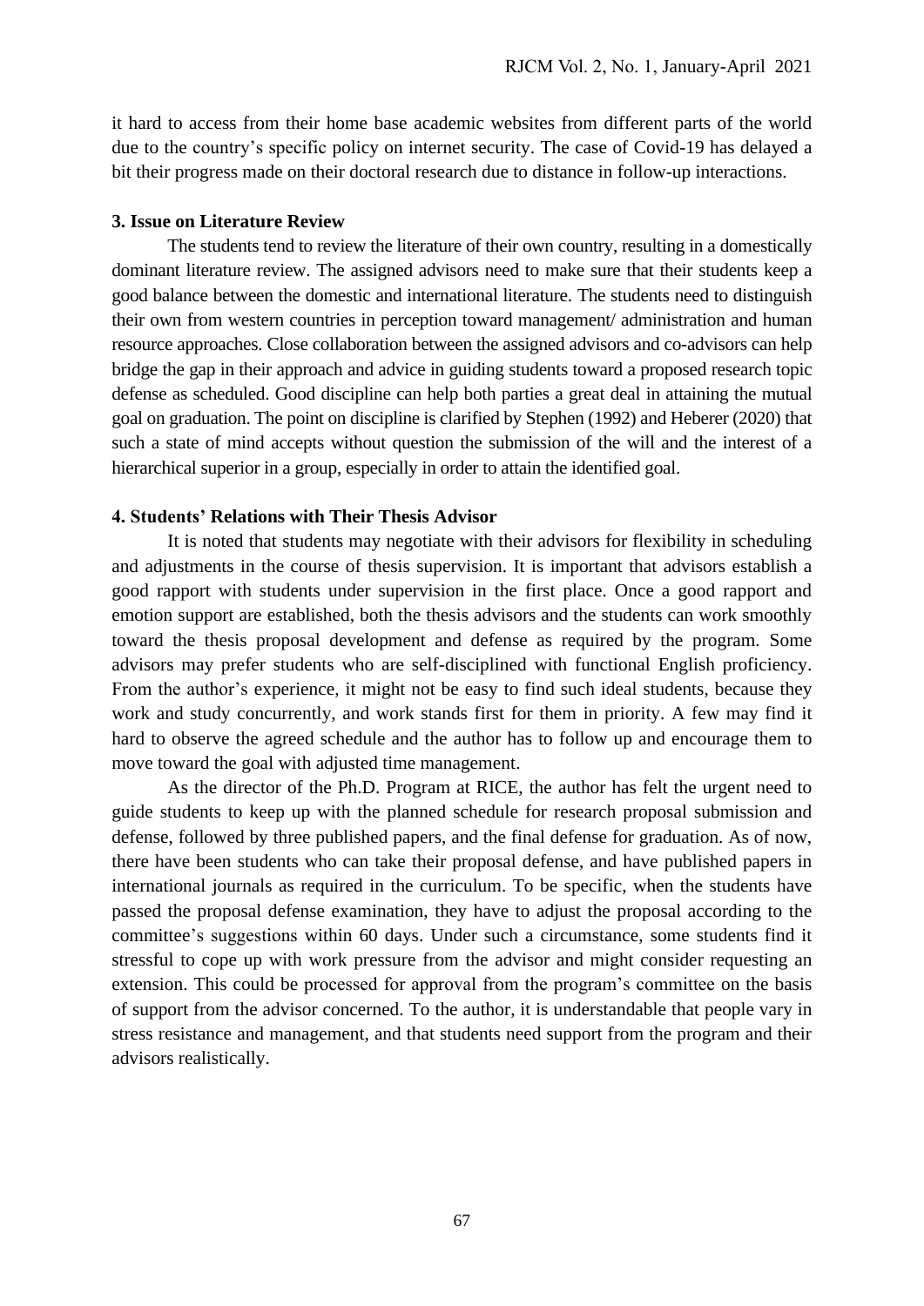it hard to access from their home base academic websites from different parts of the world due to the country's specific policy on internet security. The case of Covid-19 has delayed a bit their progress made on their doctoral research due to distance in follow-up interactions.

**3. Issue on Literature Review**

The students tend to review the literature of their own country, resulting in a domestically dominant literature review. The assigned advisors need to make sure that their students keep a good balance between the domestic and international literature. The students need to distinguish their own from western countries in perception toward management/ administration and human resource approaches. Close collaboration between the assigned advisors and co-advisors can help bridge the gap in their approach and advice in guiding students toward a proposed research topic defense as scheduled. Good discipline can help both parties a great deal in attaining the mutual goal on graduation. The point on discipline is clarified by Stephen (1992) and Heberer (2020) that such a state of mind accepts without question the submission of the will and the interest of a hierarchical superior in a group, especially in order to attain the identified goal.

**4. Students' Relations with Their Thesis Advisor**

It is noted that students may negotiate with their advisors for flexibility in scheduling and adjustments in the course of thesis supervision. It is important that advisors establish a good rapport with students under supervision in the first place. Once a good rapport and emotion support are established, both the thesis advisors and the students can work smoothly toward the thesis proposal development and defense as required by the program. Some advisors may prefer students who are self-disciplined with functional English proficiency. From the author's experience, it might not be easy to find such ideal students, because they work and study concurrently, and work stands first for them in priority. A few may find it hard to observe the agreed schedule and the author has to follow up and encourage them to move toward the goal with adjusted time management.

As the director of the Ph.D. Program at RICE, the author has felt the urgent need to guide students to keep up with the planned schedule for research proposal submission and defense, followed by three published papers, and the final defense for graduation. As of now, there have been students who can take their proposal defense, and have published papers in international journals as required in the curriculum. To be specific, when the students have passed the proposal defense examination, they have to adjust the proposal according to the committee's suggestions within 60 days. Under such a circumstance, some students find it stressful to cope up with work pressure from the advisor and might consider requesting an extension. This could be processed for approval from the program's committee on the basis of support from the advisor concerned. To the author, it is understandable that people vary in stress resistance and management, and that students need support from the program and their advisors realistically.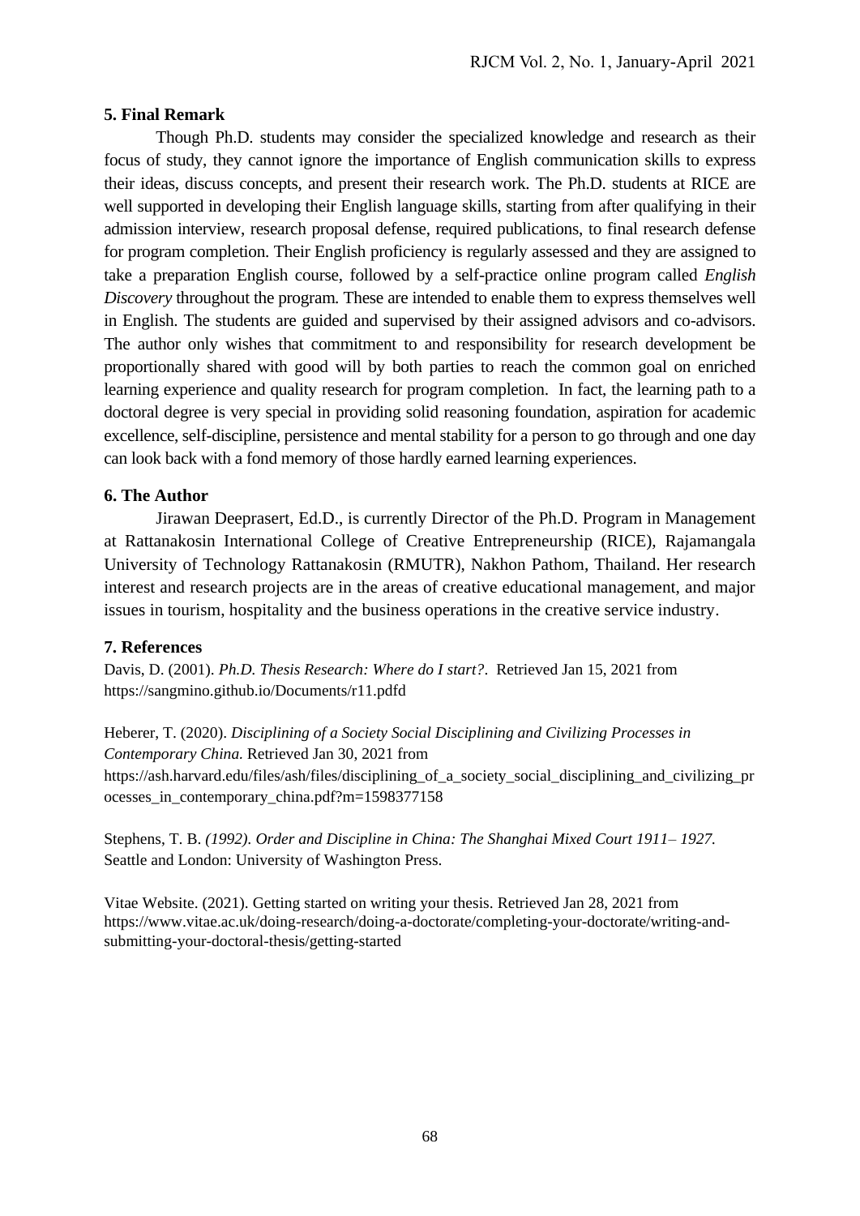## 5. Final Remark

Though Ph.D. students may consider the specialized knowledge and research as their focus of study, they cannot ignore the importance of English communication skills to express their ideas, discuss concepts, and present their research work. The Ph.D. students at RICE are well supported in developing their English language skills, starting from after qualifying in their admission interview, research proposal defense, required publications, to final research defense for program completion. Their English proficiency is regularly assessed and they are assigned to take a preparation English course, followed by a self-practice online program called *English Discovery* throughout the program. These are intended to enable them to express themselves well in English. The students are guided and supervised by their assigned advisors and co-advisors. The author only wishes that commitment to and responsibility for research development be proportionally shared with good will by both parties to reach the common goal on enriched learning experience and quality research for program completion. In fact, the learning path to a doctoral degree is very special in providing solid reasoning foundation, aspiration for academic excellence, self-discipline, persistence and mental stability for a person to go through and one day can look back with a fond memory of those hardly earned learning experiences.

## 6. The Author

Jirawan Deeprasert, Ed.D., is currently Director of the Ph.D. Program in Management at Rattanakosin International College of Creative Entrepreneurship (RICE), Rajamangala University of Technology Rattanakosin (RMUTR), Nakhon Pathom, Thailand. Her research interest and research projects are in the areas of creative educational management, and major issues in tourism, hospitality and the business operations in the creative service industry.

## 7. References

Davis, D. (2001). *Ph.D. Thesis Research: Where do I start?*. Retrieved Jan 15, 2021 from https://sangmino.github.io/Documents/r11.pdfd

Heberer, T. (2020). *Disciplining of a Society Social Disciplining and Civilizing Processes in Contemporary China.* Retrieved Jan 30, 2021 from https://ash.harvard.edu/files/ash/files/disciplining_of_a_society_social_disciplining_and_civilizing_processes_in_contemporary_china.pdf?m=1598377158

Stephens, T. B. *(1992). Order and Discipline in China: The Shanghai Mixed Court 1911– 1927.* Seattle and London: University of Washington Press.

Vitae Website. (2021). Getting started on writing your thesis. Retrieved Jan 28, 2021 from https://www.vitae.ac.uk/doing-research/doing-a-doctorate/completing-your-doctorate/writing-and-submitting-your-doctoral-thesis/getting-started